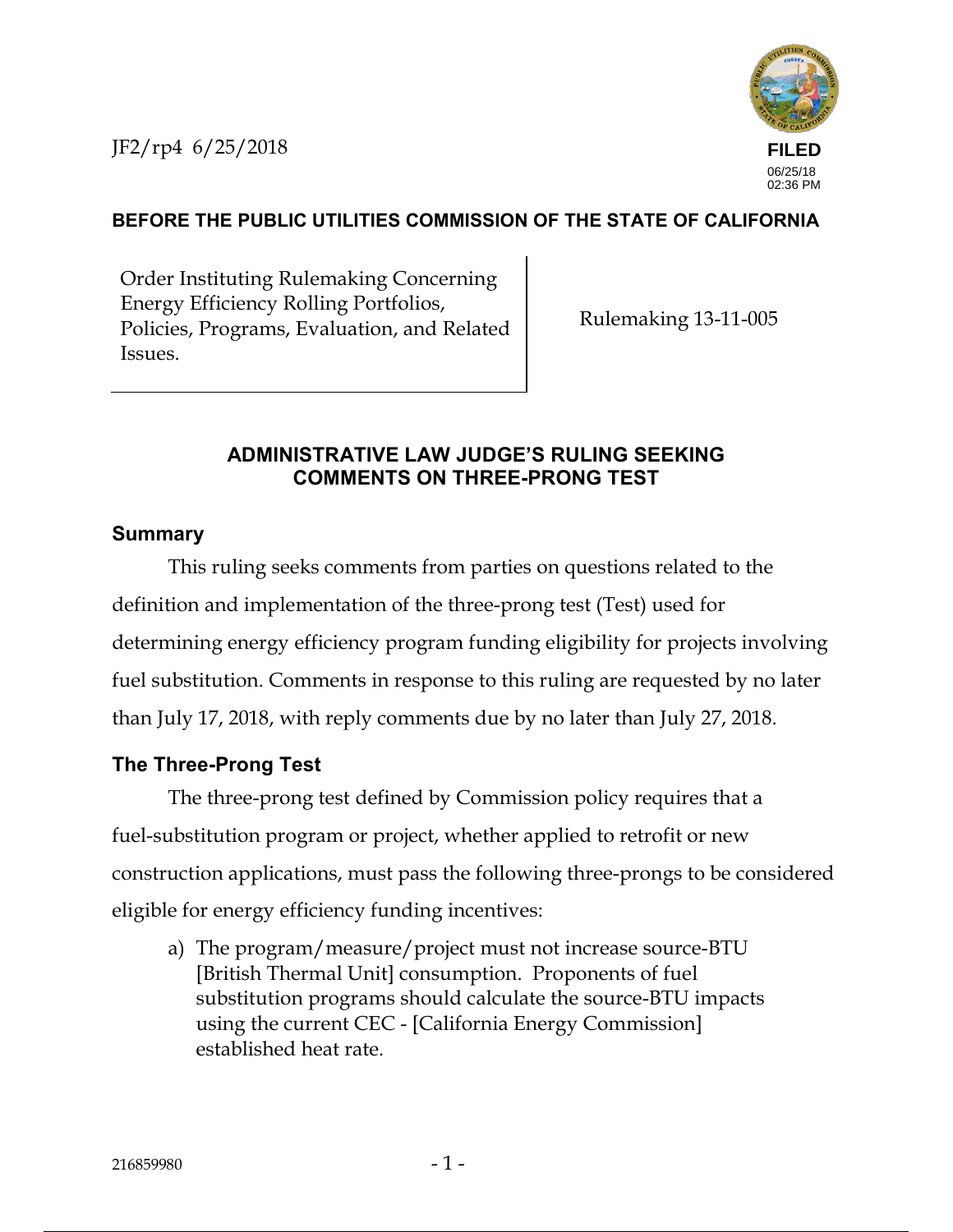JF2/rp4 6/25/2018

**FILED**
06/25/18
02:36 PM

**BEFORE THE PUBLIC UTILITIES COMMISSION OF THE STATE OF CALIFORNIA**

| Order Instituting Rulemaking Concerning Energy Efficiency Rolling Portfolios, Policies, Programs, Evaluation, and Related Issues. | Rulemaking 13-11-005 |
| --- | --- |

## ADMINISTRATIVE LAW JUDGE'S RULING SEEKING COMMENTS ON THREE-PRONG TEST

### Summary

This ruling seeks comments from parties on questions related to the definition and implementation of the three-prong test (Test) used for determining energy efficiency program funding eligibility for projects involving fuel substitution. Comments in response to this ruling are requested by no later than July 17, 2018, with reply comments due by no later than July 27, 2018.

### The Three-Prong Test

The three-prong test defined by Commission policy requires that a fuel-substitution program or project, whether applied to retrofit or new construction applications, must pass the following three-prongs to be considered eligible for energy efficiency funding incentives:

a) The program/measure/project must not increase source-BTU [British Thermal Unit] consumption. Proponents of fuel substitution programs should calculate the source-BTU impacts using the current CEC - [California Energy Commission] established heat rate.

216859980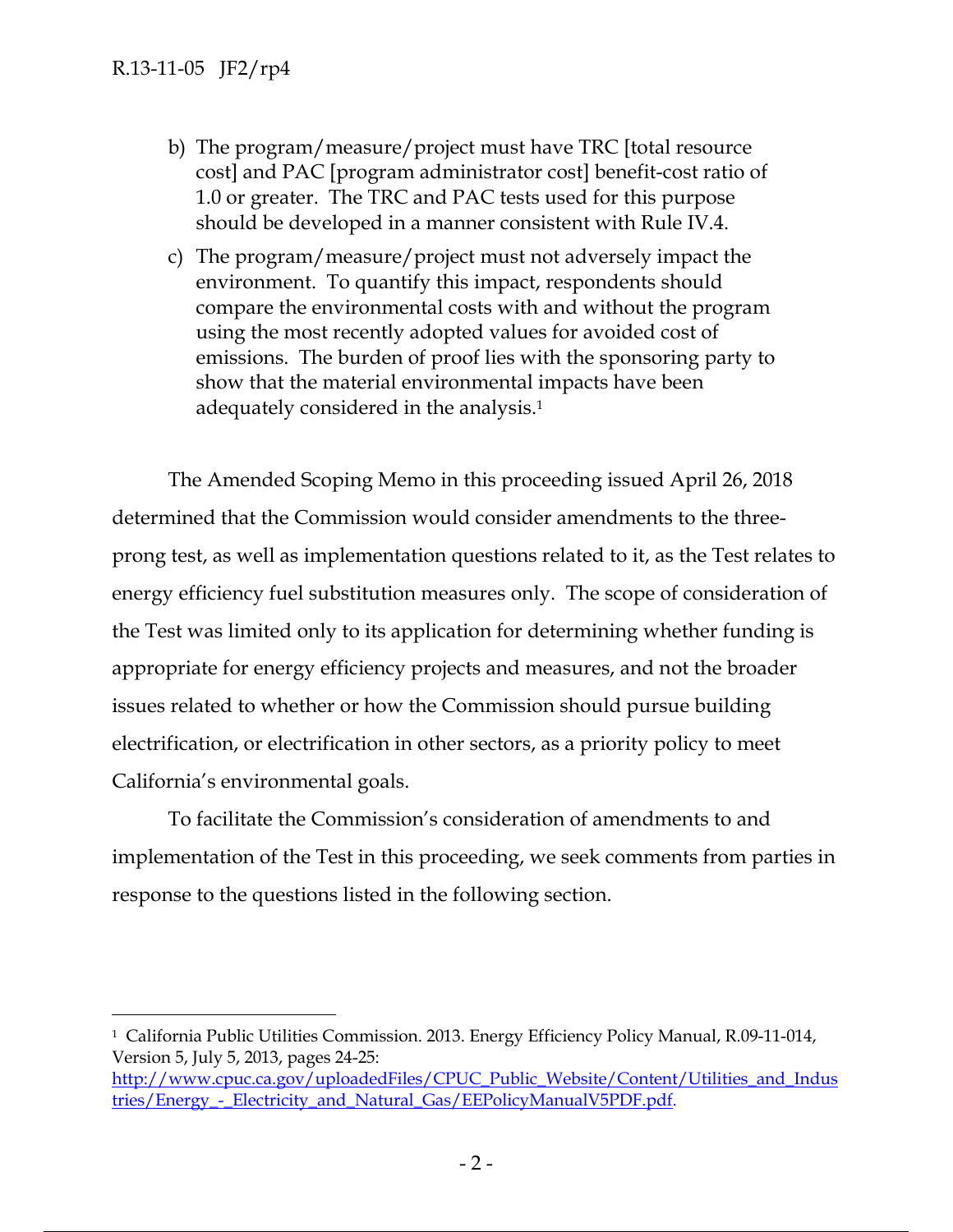b) The program/measure/project must have TRC [total resource cost] and PAC [program administrator cost] benefit-cost ratio of 1.0 or greater. The TRC and PAC tests used for this purpose should be developed in a manner consistent with Rule IV.4.

c) The program/measure/project must not adversely impact the environment. To quantify this impact, respondents should compare the environmental costs with and without the program using the most recently adopted values for avoided cost of emissions. The burden of proof lies with the sponsoring party to show that the material environmental impacts have been adequately considered in the analysis.[1]

The Amended Scoping Memo in this proceeding issued April 26, 2018 determined that the Commission would consider amendments to the three-prong test, as well as implementation questions related to it, as the Test relates to energy efficiency fuel substitution measures only. The scope of consideration of the Test was limited only to its application for determining whether funding is appropriate for energy efficiency projects and measures, and not the broader issues related to whether or how the Commission should pursue building electrification, or electrification in other sectors, as a priority policy to meet California's environmental goals.

To facilitate the Commission's consideration of amendments to and implementation of the Test in this proceeding, we seek comments from parties in response to the questions listed in the following section.

---

[1] California Public Utilities Commission. 2013. Energy Efficiency Policy Manual, R.09-11-014, Version 5, July 5, 2013, pages 24-25: http://www.cpuc.ca.gov/uploadedFiles/CPUC_Public_Website/Content/Utilities_and_Industries/Energy_-_Electricity_and_Natural_Gas/EEPolicyManualV5PDF.pdf.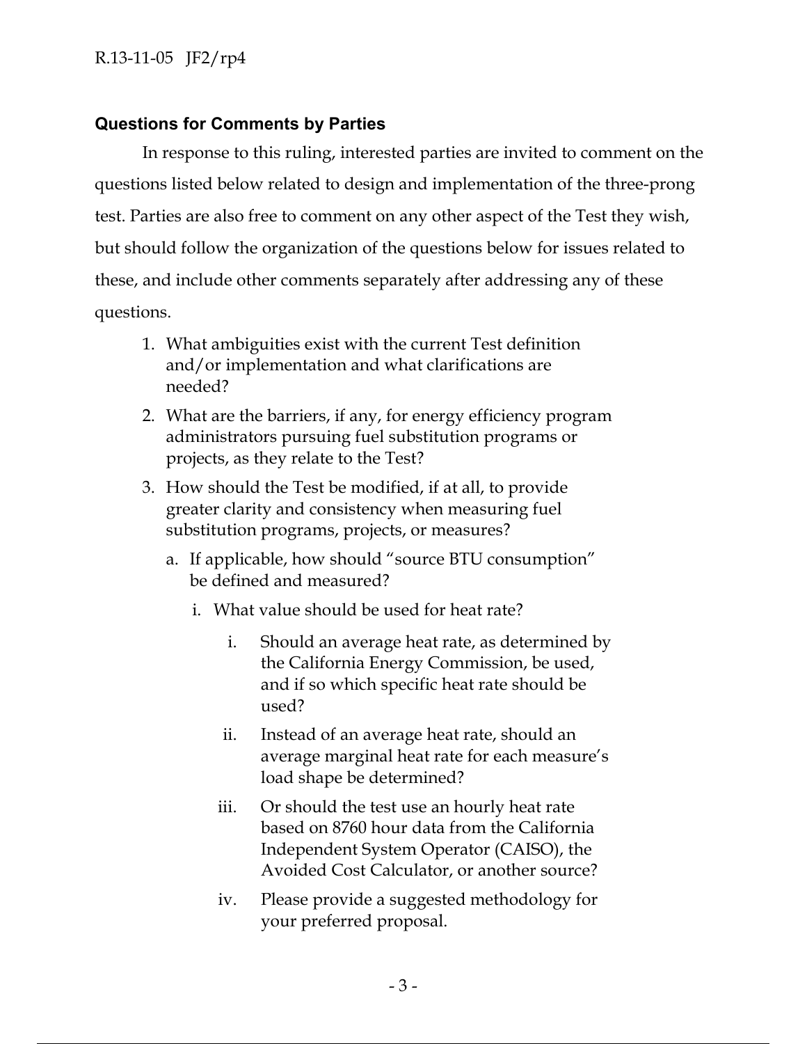### Questions for Comments by Parties

In response to this ruling, interested parties are invited to comment on the questions listed below related to design and implementation of the three-prong test. Parties are also free to comment on any other aspect of the Test they wish, but should follow the organization of the questions below for issues related to these, and include other comments separately after addressing any of these questions.

1. What ambiguities exist with the current Test definition and/or implementation and what clarifications are needed?
2. What are the barriers, if any, for energy efficiency program administrators pursuing fuel substitution programs or projects, as they relate to the Test?
3. How should the Test be modified, if at all, to provide greater clarity and consistency when measuring fuel substitution programs, projects, or measures?
   a. If applicable, how should "source BTU consumption" be defined and measured?
      i. What value should be used for heat rate?
         i. Should an average heat rate, as determined by the California Energy Commission, be used, and if so which specific heat rate should be used?
         ii. Instead of an average heat rate, should an average marginal heat rate for each measure's load shape be determined?
         iii. Or should the test use an hourly heat rate based on 8760 hour data from the California Independent System Operator (CAISO), the Avoided Cost Calculator, or another source?
         iv. Please provide a suggested methodology for your preferred proposal.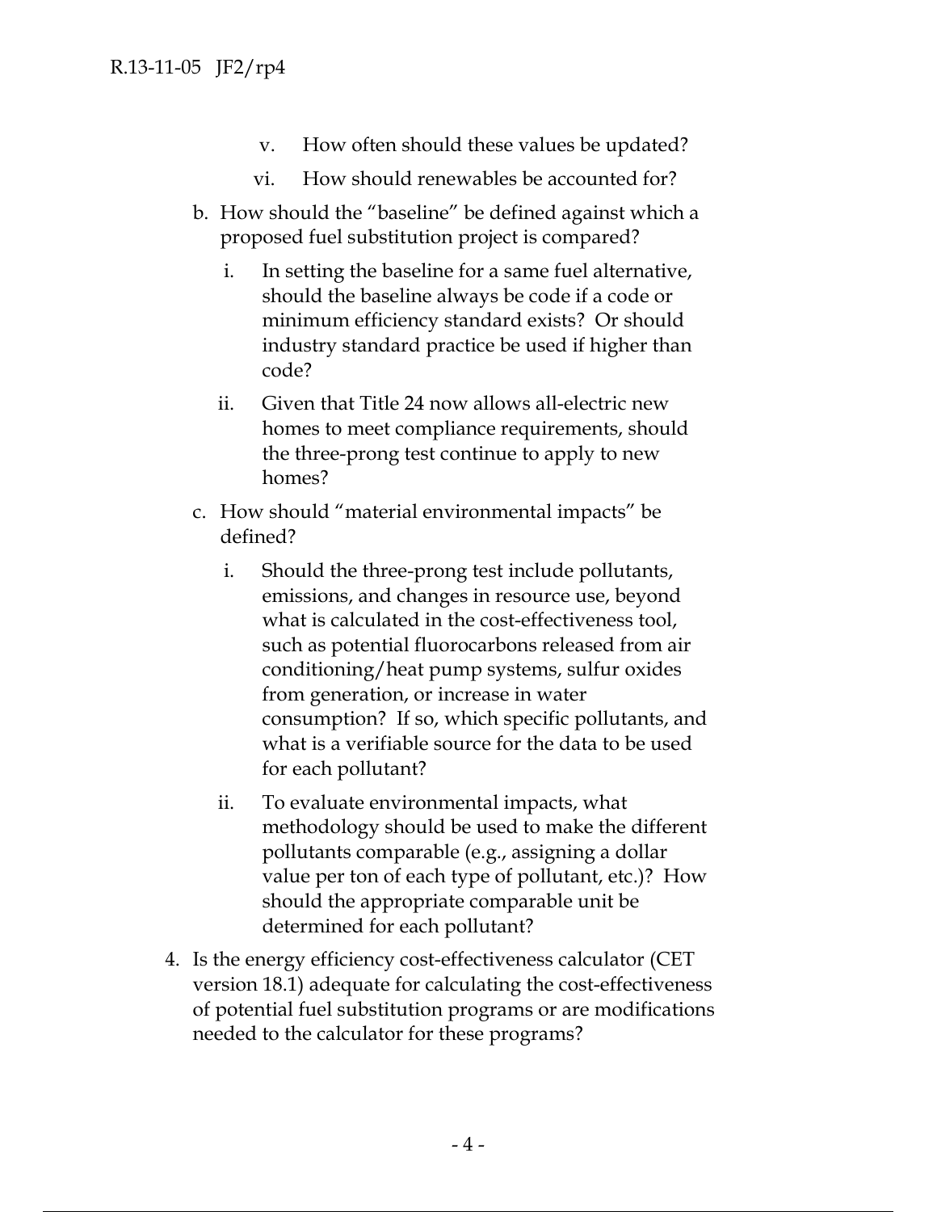v. How often should these values be updated?

   vi. How should renewables be accounted for?

   b. How should the "baseline" be defined against which a proposed fuel substitution project is compared?

      i. In setting the baseline for a same fuel alternative, should the baseline always be code if a code or minimum efficiency standard exists? Or should industry standard practice be used if higher than code?

      ii. Given that Title 24 now allows all-electric new homes to meet compliance requirements, should the three-prong test continue to apply to new homes?

   c. How should "material environmental impacts" be defined?

      i. Should the three-prong test include pollutants, emissions, and changes in resource use, beyond what is calculated in the cost-effectiveness tool, such as potential fluorocarbons released from air conditioning/heat pump systems, sulfur oxides from generation, or increase in water consumption? If so, which specific pollutants, and what is a verifiable source for the data to be used for each pollutant?

      ii. To evaluate environmental impacts, what methodology should be used to make the different pollutants comparable (e.g., assigning a dollar value per ton of each type of pollutant, etc.)? How should the appropriate comparable unit be determined for each pollutant?

4. Is the energy efficiency cost-effectiveness calculator (CET version 18.1) adequate for calculating the cost-effectiveness of potential fuel substitution programs or are modifications needed to the calculator for these programs?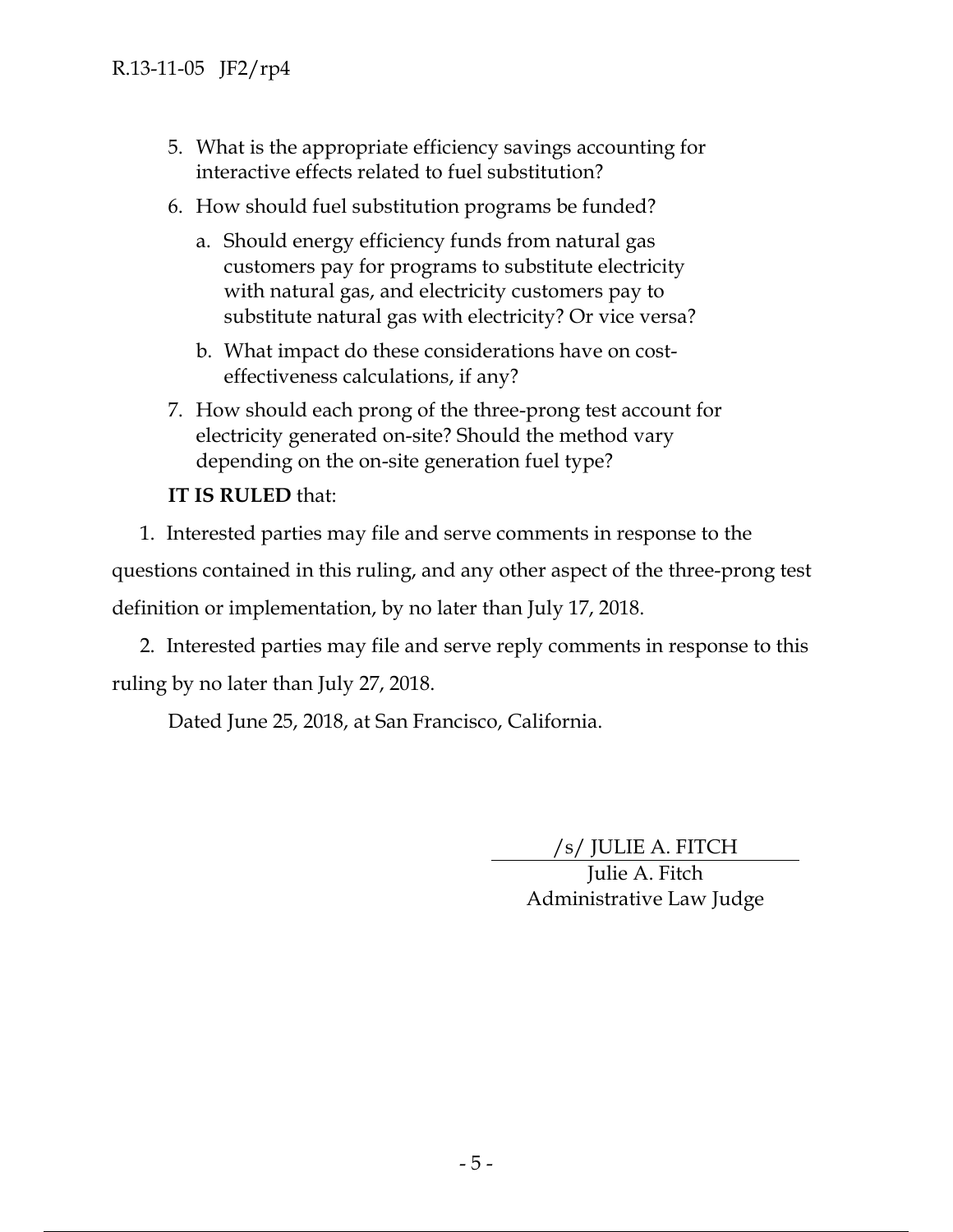5. What is the appropriate efficiency savings accounting for interactive effects related to fuel substitution?
6. How should fuel substitution programs be funded?
   a. Should energy efficiency funds from natural gas customers pay for programs to substitute electricity with natural gas, and electricity customers pay to substitute natural gas with electricity? Or vice versa?
   b. What impact do these considerations have on cost-effectiveness calculations, if any?
7. How should each prong of the three-prong test account for electricity generated on-site? Should the method vary depending on the on-site generation fuel type?

**IT IS RULED** that:

1. Interested parties may file and serve comments in response to the questions contained in this ruling, and any other aspect of the three-prong test definition or implementation, by no later than July 17, 2018.

2. Interested parties may file and serve reply comments in response to this ruling by no later than July 27, 2018.

Dated June 25, 2018, at San Francisco, California.

/s/ JULIE A. FITCH

Julie A. Fitch
Administrative Law Judge